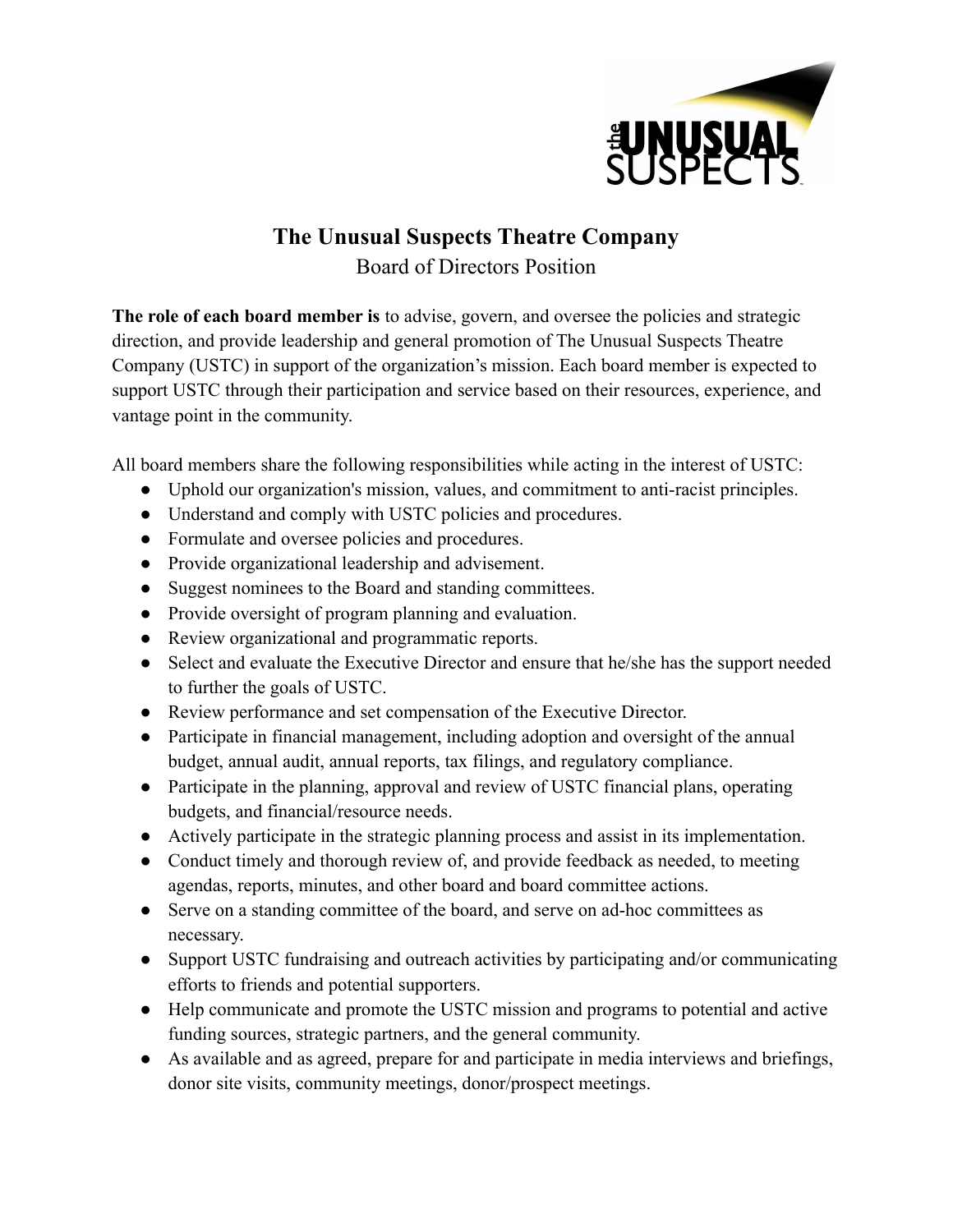# The Unusual Suspects Theatre Company

## Board of Directors Position

**The role of each board member is** to advise, govern, and oversee the policies and strategic direction, and provide leadership and general promotion of The Unusual Suspects Theatre Company (USTC) in support of the organization's mission. Each board member is expected to support USTC through their participation and service based on their resources, experience, and vantage point in the community.

All board members share the following responsibilities while acting in the interest of USTC:

- Uphold our organization's mission, values, and commitment to anti-racist principles.
- Understand and comply with USTC policies and procedures.
- Formulate and oversee policies and procedures.
- Provide organizational leadership and advisement.
- Suggest nominees to the Board and standing committees.
- Provide oversight of program planning and evaluation.
- Review organizational and programmatic reports.
- Select and evaluate the Executive Director and ensure that he/she has the support needed to further the goals of USTC.
- Review performance and set compensation of the Executive Director.
- Participate in financial management, including adoption and oversight of the annual budget, annual audit, annual reports, tax filings, and regulatory compliance.
- Participate in the planning, approval and review of USTC financial plans, operating budgets, and financial/resource needs.
- Actively participate in the strategic planning process and assist in its implementation.
- Conduct timely and thorough review of, and provide feedback as needed, to meeting agendas, reports, minutes, and other board and board committee actions.
- Serve on a standing committee of the board, and serve on ad-hoc committees as necessary.
- Support USTC fundraising and outreach activities by participating and/or communicating efforts to friends and potential supporters.
- Help communicate and promote the USTC mission and programs to potential and active funding sources, strategic partners, and the general community.
- As available and as agreed, prepare for and participate in media interviews and briefings, donor site visits, community meetings, donor/prospect meetings.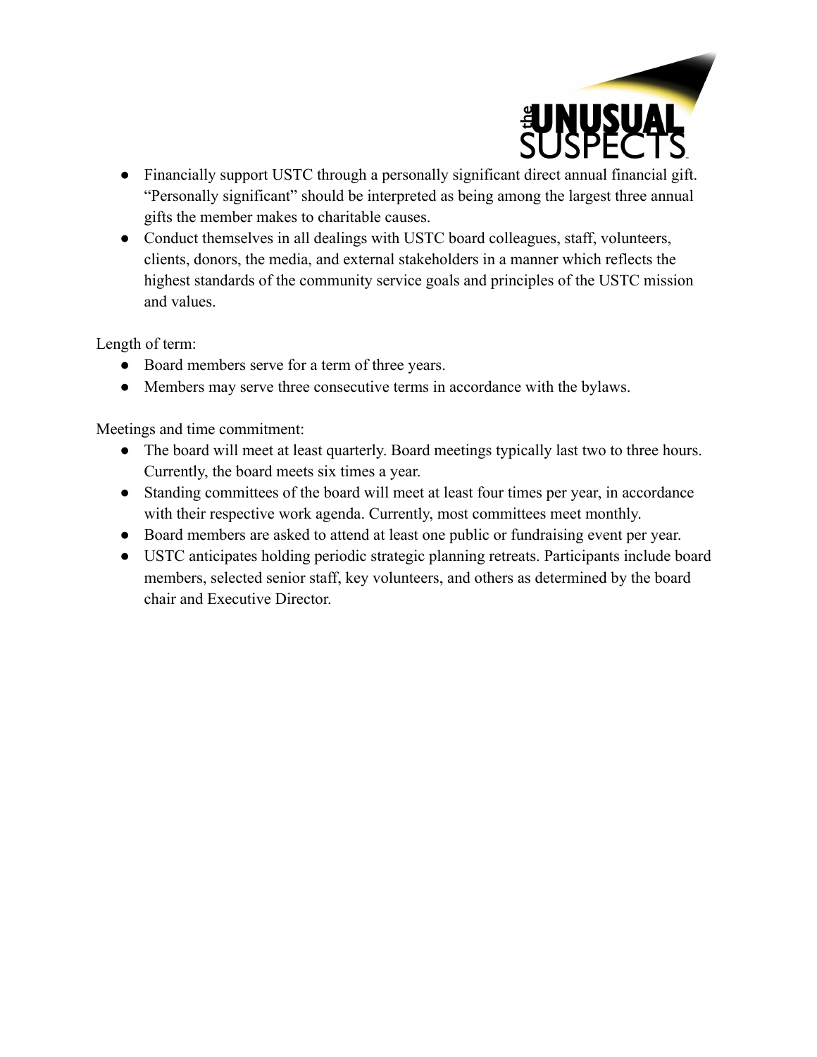- Financially support USTC through a personally significant direct annual financial gift. "Personally significant" should be interpreted as being among the largest three annual gifts the member makes to charitable causes.
- Conduct themselves in all dealings with USTC board colleagues, staff, volunteers, clients, donors, the media, and external stakeholders in a manner which reflects the highest standards of the community service goals and principles of the USTC mission and values.

Length of term:

- Board members serve for a term of three years.
- Members may serve three consecutive terms in accordance with the bylaws.

Meetings and time commitment:

- The board will meet at least quarterly. Board meetings typically last two to three hours. Currently, the board meets six times a year.
- Standing committees of the board will meet at least four times per year, in accordance with their respective work agenda. Currently, most committees meet monthly.
- Board members are asked to attend at least one public or fundraising event per year.
- USTC anticipates holding periodic strategic planning retreats. Participants include board members, selected senior staff, key volunteers, and others as determined by the board chair and Executive Director.